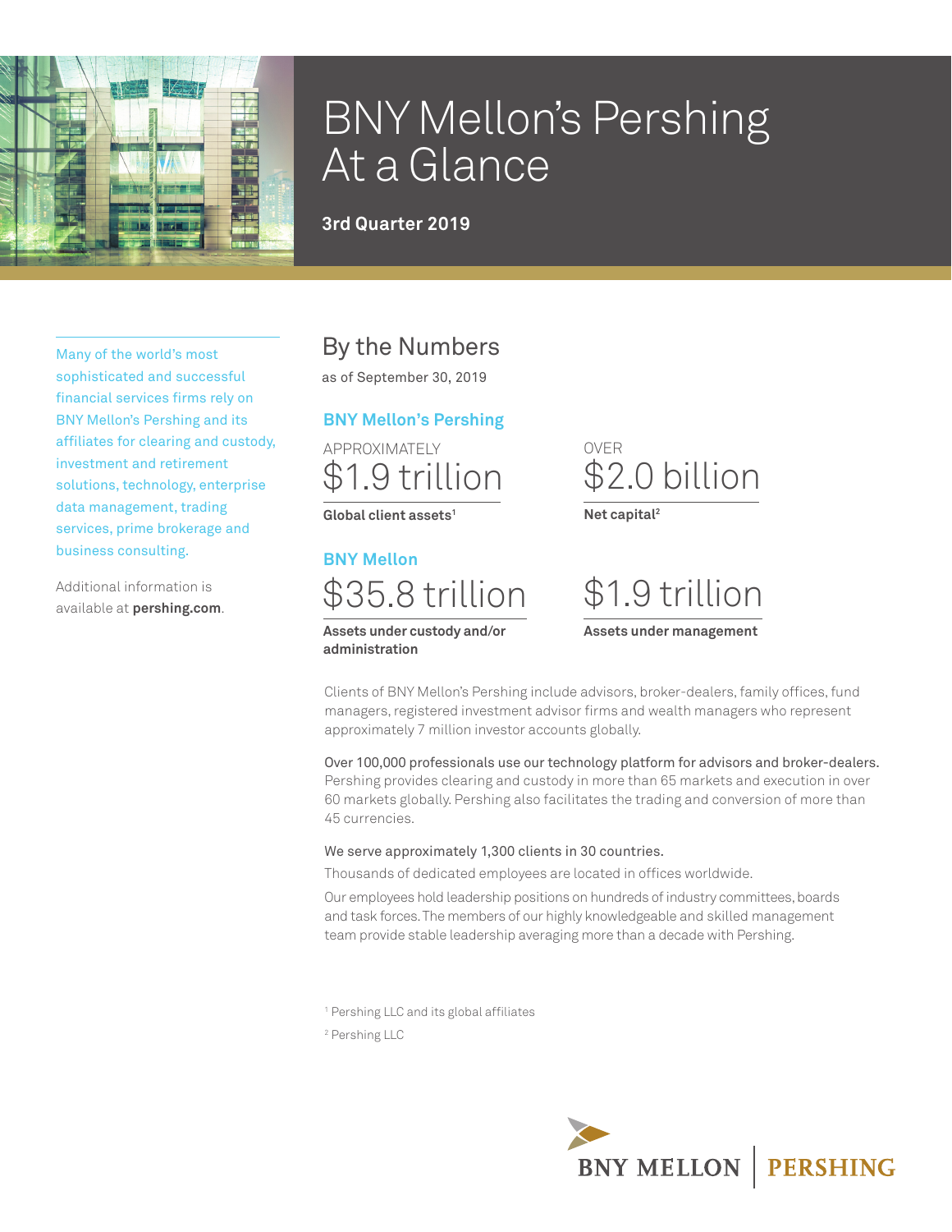# BNY Mellon's Pershing At a Glance

**3rd Quarter 2019**

Many of the world's most sophisticated and successful financial services firms rely on BNY Mellon's Pershing and its affiliates for clearing and custody, investment and retirement solutions, technology, enterprise data management, trading services, prime brokerage and business consulting.

Additional information is available at **pershing.com**.

## By the Numbers

as of September 30, 2019

### BNY Mellon's Pershing

APPROXIMATELY
$1.9 trillion
**Global client assets**[1]

OVER
$2.0 billion
**Net capital**[2]

### BNY Mellon

$35.8 trillion
**Assets under custody and/or administration**

$1.9 trillion
**Assets under management**

Clients of BNY Mellon's Pershing include advisors, broker-dealers, family offices, fund managers, registered investment advisor firms and wealth managers who represent approximately 7 million investor accounts globally.

Over 100,000 professionals use our technology platform for advisors and broker-dealers. Pershing provides clearing and custody in more than 65 markets and execution in over 60 markets globally. Pershing also facilitates the trading and conversion of more than 45 currencies.

We serve approximately 1,300 clients in 30 countries.

Thousands of dedicated employees are located in offices worldwide.

Our employees hold leadership positions on hundreds of industry committees, boards and task forces. The members of our highly knowledgeable and skilled management team provide stable leadership averaging more than a decade with Pershing.

[1] Pershing LLC and its global affiliates

[2] Pershing LLC

BNY MELLON | PERSHING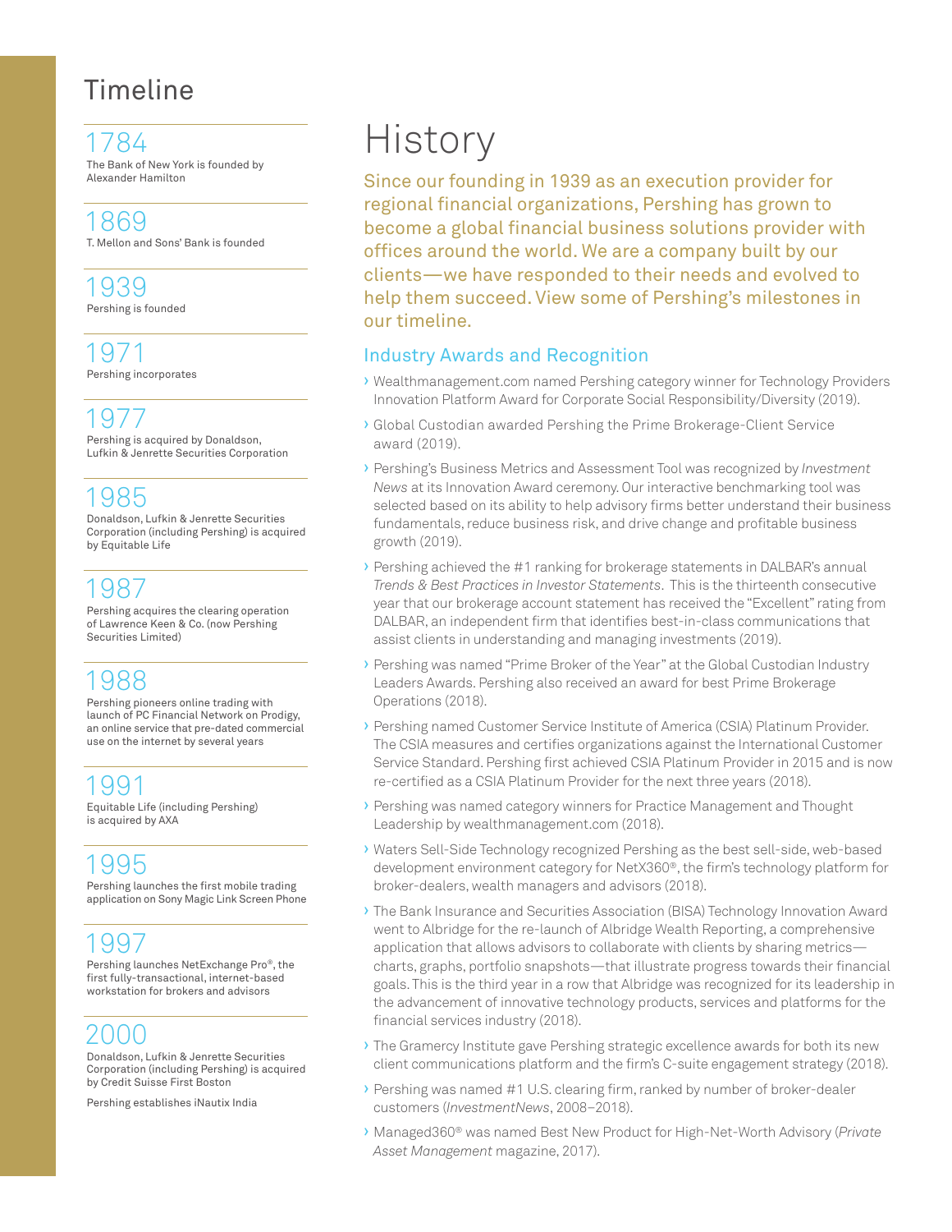## Timeline

**1784**
The Bank of New York is founded by Alexander Hamilton

**1869**
T. Mellon and Sons' Bank is founded

**1939**
Pershing is founded

**1971**
Pershing incorporates

**1977**
Pershing is acquired by Donaldson, Lufkin & Jenrette Securities Corporation

**1985**
Donaldson, Lufkin & Jenrette Securities Corporation (including Pershing) is acquired by Equitable Life

**1987**
Pershing acquires the clearing operation of Lawrence Keen & Co. (now Pershing Securities Limited)

**1988**
Pershing pioneers online trading with launch of PC Financial Network on Prodigy, an online service that pre-dated commercial use on the internet by several years

**1991**
Equitable Life (including Pershing) is acquired by AXA

**1995**
Pershing launches the first mobile trading application on Sony Magic Link Screen Phone

**1997**
Pershing launches NetExchange Pro®, the first fully-transactional, internet-based workstation for brokers and advisors

**2000**
Donaldson, Lufkin & Jenrette Securities Corporation (including Pershing) is acquired by Credit Suisse First Boston

Pershing establishes iNautix India

# History

Since our founding in 1939 as an execution provider for regional financial organizations, Pershing has grown to become a global financial business solutions provider with offices around the world. We are a company built by our clients—we have responded to their needs and evolved to help them succeed. View some of Pershing's milestones in our timeline.

## Industry Awards and Recognition

- Wealthmanagement.com named Pershing category winner for Technology Providers Innovation Platform Award for Corporate Social Responsibility/Diversity (2019).
- Global Custodian awarded Pershing the Prime Brokerage-Client Service award (2019).
- Pershing's Business Metrics and Assessment Tool was recognized by *Investment News* at its Innovation Award ceremony. Our interactive benchmarking tool was selected based on its ability to help advisory firms better understand their business fundamentals, reduce business risk, and drive change and profitable business growth (2019).
- Pershing achieved the #1 ranking for brokerage statements in DALBAR's annual *Trends & Best Practices in Investor Statements*. This is the thirteenth consecutive year that our brokerage account statement has received the "Excellent" rating from DALBAR, an independent firm that identifies best-in-class communications that assist clients in understanding and managing investments (2019).
- Pershing was named "Prime Broker of the Year" at the Global Custodian Industry Leaders Awards. Pershing also received an award for best Prime Brokerage Operations (2018).
- Pershing named Customer Service Institute of America (CSIA) Platinum Provider. The CSIA measures and certifies organizations against the International Customer Service Standard. Pershing first achieved CSIA Platinum Provider in 2015 and is now re-certified as a CSIA Platinum Provider for the next three years (2018).
- Pershing was named category winners for Practice Management and Thought Leadership by wealthmanagement.com (2018).
- Waters Sell-Side Technology recognized Pershing as the best sell-side, web-based development environment category for NetX360®, the firm's technology platform for broker-dealers, wealth managers and advisors (2018).
- The Bank Insurance and Securities Association (BISA) Technology Innovation Award went to Albridge for the re-launch of Albridge Wealth Reporting, a comprehensive application that allows advisors to collaborate with clients by sharing metrics—charts, graphs, portfolio snapshots—that illustrate progress towards their financial goals. This is the third year in a row that Albridge was recognized for its leadership in the advancement of innovative technology products, services and platforms for the financial services industry (2018).
- The Gramercy Institute gave Pershing strategic excellence awards for both its new client communications platform and the firm's C-suite engagement strategy (2018).
- Pershing was named #1 U.S. clearing firm, ranked by number of broker-dealer customers (*InvestmentNews*, 2008–2018).
- Managed360® was named Best New Product for High-Net-Worth Advisory (*Private Asset Management* magazine, 2017).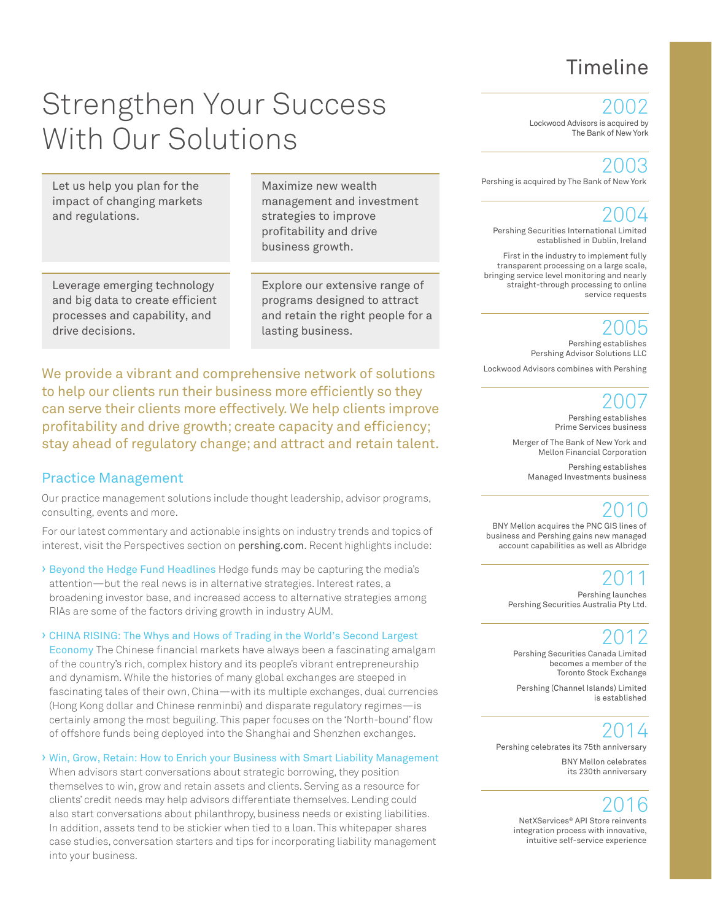# Strengthen Your Success With Our Solutions

Let us help you plan for the impact of changing markets and regulations.

Maximize new wealth management and investment strategies to improve profitability and drive business growth.

Leverage emerging technology and big data to create efficient processes and capability, and drive decisions.

Explore our extensive range of programs designed to attract and retain the right people for a lasting business.

We provide a vibrant and comprehensive network of solutions to help our clients run their business more efficiently so they can serve their clients more effectively. We help clients improve profitability and drive growth; create capacity and efficiency; stay ahead of regulatory change; and attract and retain talent.

## Practice Management

Our practice management solutions include thought leadership, advisor programs, consulting, events and more.

For our latest commentary and actionable insights on industry trends and topics of interest, visit the Perspectives section on **pershing.com**. Recent highlights include:

- **Beyond the Hedge Fund Headlines** Hedge funds may be capturing the media's attention—but the real news is in alternative strategies. Interest rates, a broadening investor base, and increased access to alternative strategies among RIAs are some of the factors driving growth in industry AUM.
- **CHINA RISING: The Whys and Hows of Trading in the World's Second Largest Economy** The Chinese financial markets have always been a fascinating amalgam of the country's rich, complex history and its people's vibrant entrepreneurship and dynamism. While the histories of many global exchanges are steeped in fascinating tales of their own, China—with its multiple exchanges, dual currencies (Hong Kong dollar and Chinese renminbi) and disparate regulatory regimes—is certainly among the most beguiling. This paper focuses on the 'North-bound' flow of offshore funds being deployed into the Shanghai and Shenzhen exchanges.
- **Win, Grow, Retain: How to Enrich your Business with Smart Liability Management** When advisors start conversations about strategic borrowing, they position themselves to win, grow and retain assets and clients. Serving as a resource for clients' credit needs may help advisors differentiate themselves. Lending could also start conversations about philanthropy, business needs or existing liabilities. In addition, assets tend to be stickier when tied to a loan. This whitepaper shares case studies, conversation starters and tips for incorporating liability management into your business.

## Timeline

### 2002
Lockwood Advisors is acquired by The Bank of New York

### 2003
Pershing is acquired by The Bank of New York

### 2004
Pershing Securities International Limited established in Dublin, Ireland

First in the industry to implement fully transparent processing on a large scale, bringing service level monitoring and nearly straight-through processing to online service requests

### 2005
Pershing establishes Pershing Advisor Solutions LLC

Lockwood Advisors combines with Pershing

### 2007
Pershing establishes Prime Services business

Merger of The Bank of New York and Mellon Financial Corporation

Pershing establishes Managed Investments business

### 2010
BNY Mellon acquires the PNC GIS lines of business and Pershing gains new managed account capabilities as well as Albridge

### 2011
Pershing launches Pershing Securities Australia Pty Ltd.

### 2012
Pershing Securities Canada Limited becomes a member of the Toronto Stock Exchange

Pershing (Channel Islands) Limited is established

### 2014
Pershing celebrates its 75th anniversary

BNY Mellon celebrates its 230th anniversary

### 2016
NetXServices® API Store reinvents integration process with innovative, intuitive self-service experience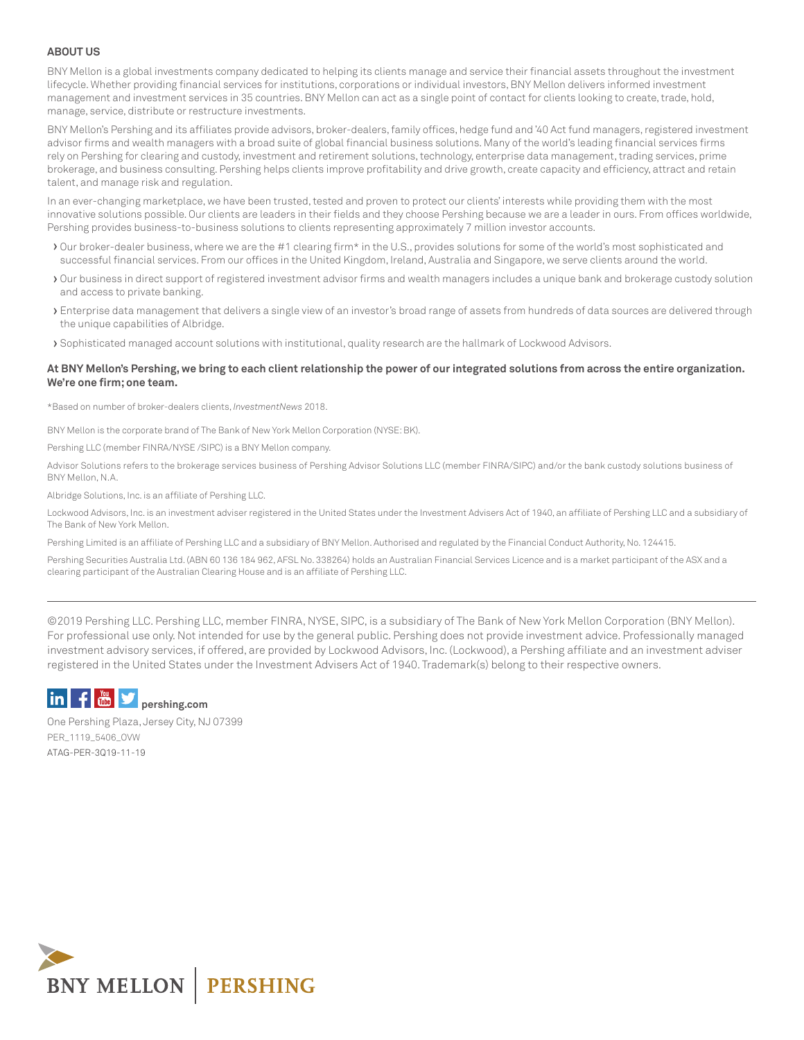## ABOUT US

BNY Mellon is a global investments company dedicated to helping its clients manage and service their financial assets throughout the investment lifecycle. Whether providing financial services for institutions, corporations or individual investors, BNY Mellon delivers informed investment management and investment services in 35 countries. BNY Mellon can act as a single point of contact for clients looking to create, trade, hold, manage, service, distribute or restructure investments.

BNY Mellon's Pershing and its affiliates provide advisors, broker-dealers, family offices, hedge fund and '40 Act fund managers, registered investment advisor firms and wealth managers with a broad suite of global financial business solutions. Many of the world's leading financial services firms rely on Pershing for clearing and custody, investment and retirement solutions, technology, enterprise data management, trading services, prime brokerage, and business consulting. Pershing helps clients improve profitability and drive growth, create capacity and efficiency, attract and retain talent, and manage risk and regulation.

In an ever-changing marketplace, we have been trusted, tested and proven to protect our clients' interests while providing them with the most innovative solutions possible. Our clients are leaders in their fields and they choose Pershing because we are a leader in ours. From offices worldwide, Pershing provides business-to-business solutions to clients representing approximately 7 million investor accounts.

- Our broker-dealer business, where we are the #1 clearing firm* in the U.S., provides solutions for some of the world's most sophisticated and successful financial services. From our offices in the United Kingdom, Ireland, Australia and Singapore, we serve clients around the world.
- Our business in direct support of registered investment advisor firms and wealth managers includes a unique bank and brokerage custody solution and access to private banking.
- Enterprise data management that delivers a single view of an investor's broad range of assets from hundreds of data sources are delivered through the unique capabilities of Albridge.
- Sophisticated managed account solutions with institutional, quality research are the hallmark of Lockwood Advisors.

**At BNY Mellon's Pershing, we bring to each client relationship the power of our integrated solutions from across the entire organization. We're one firm; one team.**

*Based on number of broker-dealers clients, *InvestmentNews* 2018.

BNY Mellon is the corporate brand of The Bank of New York Mellon Corporation (NYSE: BK).

Pershing LLC (member FINRA/NYSE /SIPC) is a BNY Mellon company.

Advisor Solutions refers to the brokerage services business of Pershing Advisor Solutions LLC (member FINRA/SIPC) and/or the bank custody solutions business of BNY Mellon, N.A.

Albridge Solutions, Inc. is an affiliate of Pershing LLC.

Lockwood Advisors, Inc. is an investment adviser registered in the United States under the Investment Advisers Act of 1940, an affiliate of Pershing LLC and a subsidiary of The Bank of New York Mellon.

Pershing Limited is an affiliate of Pershing LLC and a subsidiary of BNY Mellon. Authorised and regulated by the Financial Conduct Authority, No. 124415.

Pershing Securities Australia Ltd. (ABN 60 136 184 962, AFSL No. 338264) holds an Australian Financial Services Licence and is a market participant of the ASX and a clearing participant of the Australian Clearing House and is an affiliate of Pershing LLC.

---

©2019 Pershing LLC. Pershing LLC, member FINRA, NYSE, SIPC, is a subsidiary of The Bank of New York Mellon Corporation (BNY Mellon). For professional use only. Not intended for use by the general public. Pershing does not provide investment advice. Professionally managed investment advisory services, if offered, are provided by Lockwood Advisors, Inc. (Lockwood), a Pershing affiliate and an investment adviser registered in the United States under the Investment Advisers Act of 1940. Trademark(s) belong to their respective owners.

**pershing.com**

One Pershing Plaza, Jersey City, NJ 07399
PER_1119_5406_OVW
ATAG-PER-3Q19-11-19

BNY MELLON | PERSHING